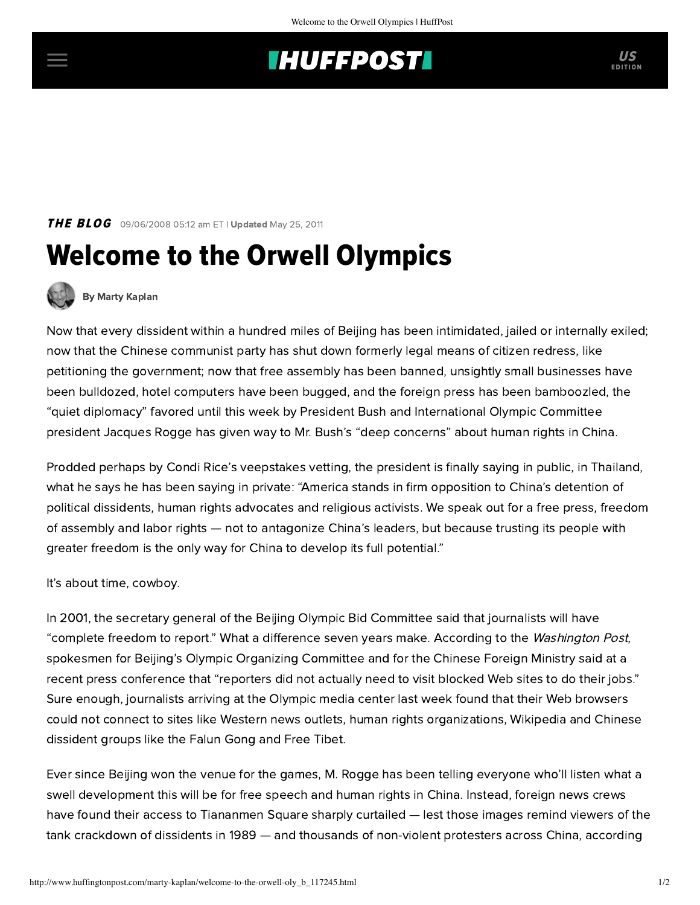**THE BLOG** 09/06/2008 05:12 am ET | **Updated** May 25, 2011

# Welcome to the Orwell Olympics

By Marty Kaplan

Now that every dissident within a hundred miles of Beijing has been intimidated, jailed or internally exiled; now that the Chinese communist party has shut down formerly legal means of citizen redress, like petitioning the government; now that free assembly has been banned, unsightly small businesses have been bulldozed, hotel computers have been bugged, and the foreign press has been bamboozled, the "quiet diplomacy" favored until this week by President Bush and International Olympic Committee president Jacques Rogge has given way to Mr. Bush's "deep concerns" about human rights in China.

Prodded perhaps by Condi Rice's veepstakes vetting, the president is finally saying in public, in Thailand, what he says he has been saying in private: "America stands in firm opposition to China's detention of political dissidents, human rights advocates and religious activists. We speak out for a free press, freedom of assembly and labor rights — not to antagonize China's leaders, but because trusting its people with greater freedom is the only way for China to develop its full potential."

It's about time, cowboy.

In 2001, the secretary general of the Beijing Olympic Bid Committee said that journalists will have "complete freedom to report." What a difference seven years make. According to the *Washington Post*, spokesmen for Beijing's Olympic Organizing Committee and for the Chinese Foreign Ministry said at a recent press conference that "reporters did not actually need to visit blocked Web sites to do their jobs." Sure enough, journalists arriving at the Olympic media center last week found that their Web browsers could not connect to sites like Western news outlets, human rights organizations, Wikipedia and Chinese dissident groups like the Falun Gong and Free Tibet.

Ever since Beijing won the venue for the games, M. Rogge has been telling everyone who'll listen what a swell development this will be for free speech and human rights in China. Instead, foreign news crews have found their access to Tiananmen Square sharply curtailed — lest those images remind viewers of the tank crackdown of dissidents in 1989 — and thousands of non-violent protesters across China, according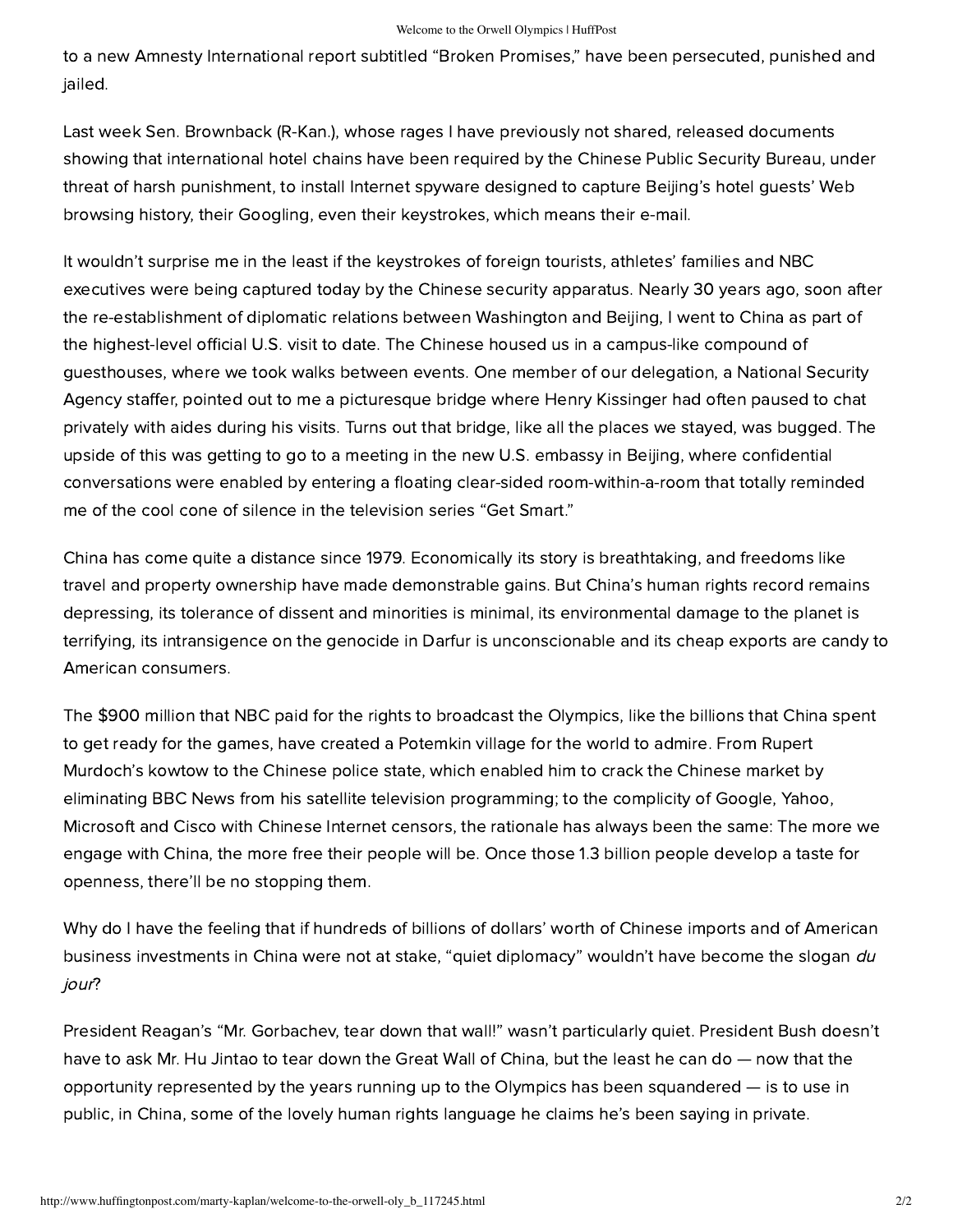to a new Amnesty International report subtitled "Broken Promises," have been persecuted, punished and jailed.

Last week Sen. Brownback (R-Kan.), whose rages I have previously not shared, released documents showing that international hotel chains have been required by the Chinese Public Security Bureau, under threat of harsh punishment, to install Internet spyware designed to capture Beijing's hotel guests' Web browsing history, their Googling, even their keystrokes, which means their e-mail.

It wouldn't surprise me in the least if the keystrokes of foreign tourists, athletes' families and NBC executives were being captured today by the Chinese security apparatus. Nearly 30 years ago, soon after the re-establishment of diplomatic relations between Washington and Beijing, I went to China as part of the highest-level official U.S. visit to date. The Chinese housed us in a campus-like compound of guesthouses, where we took walks between events. One member of our delegation, a National Security Agency staffer, pointed out to me a picturesque bridge where Henry Kissinger had often paused to chat privately with aides during his visits. Turns out that bridge, like all the places we stayed, was bugged. The upside of this was getting to go to a meeting in the new U.S. embassy in Beijing, where confidential conversations were enabled by entering a floating clear-sided room-within-a-room that totally reminded me of the cool cone of silence in the television series "Get Smart."

China has come quite a distance since 1979. Economically its story is breathtaking, and freedoms like travel and property ownership have made demonstrable gains. But China's human rights record remains depressing, its tolerance of dissent and minorities is minimal, its environmental damage to the planet is terrifying, its intransigence on the genocide in Darfur is unconscionable and its cheap exports are candy to American consumers.

The $900 million that NBC paid for the rights to broadcast the Olympics, like the billions that China spent to get ready for the games, have created a Potemkin village for the world to admire. From Rupert Murdoch's kowtow to the Chinese police state, which enabled him to crack the Chinese market by eliminating BBC News from his satellite television programming; to the complicity of Google, Yahoo, Microsoft and Cisco with Chinese Internet censors, the rationale has always been the same: The more we engage with China, the more free their people will be. Once those 1.3 billion people develop a taste for openness, there'll be no stopping them.

Why do I have the feeling that if hundreds of billions of dollars' worth of Chinese imports and of American business investments in China were not at stake, "quiet diplomacy" wouldn't have become the slogan *du jour*?

President Reagan's "Mr. Gorbachev, tear down that wall!" wasn't particularly quiet. President Bush doesn't have to ask Mr. Hu Jintao to tear down the Great Wall of China, but the least he can do — now that the opportunity represented by the years running up to the Olympics has been squandered — is to use in public, in China, some of the lovely human rights language he claims he's been saying in private.